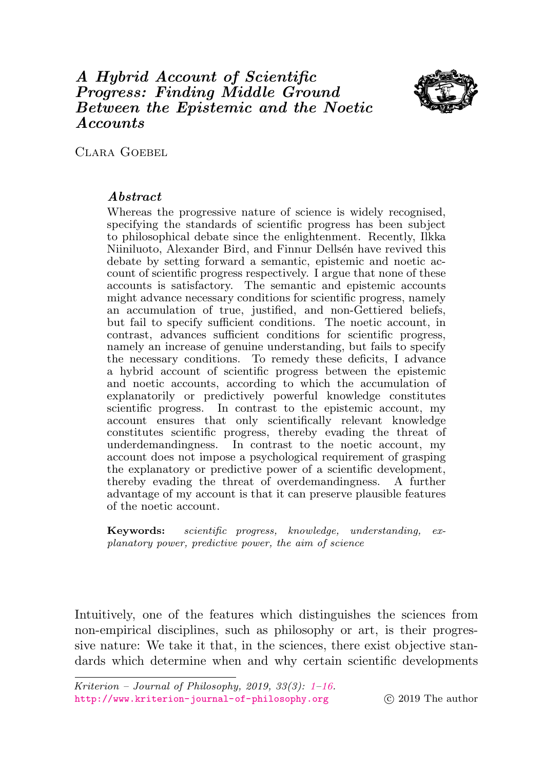# *A Hybrid Account of Scientific Progress: Finding Middle Ground Between the Epistemic and the Noetic Accounts*

Clara Goebel

### *Abstract*

Whereas the progressive nature of science is widely recognised, specifying the standards of scientific progress has been subject to philosophical debate since the enlightenment. Recently, Ilkka Niiniluoto, Alexander Bird, and Finnur Dellsén have revived this debate by setting forward a semantic, epistemic and noetic account of scientific progress respectively. I argue that none of these accounts is satisfactory. The semantic and epistemic accounts might advance necessary conditions for scientific progress, namely an accumulation of true, justified, and non-Gettiered beliefs, but fail to specify sufficient conditions. The noetic account, in contrast, advances sufficient conditions for scientific progress, namely an increase of genuine understanding, but fails to specify the necessary conditions. To remedy these deficits, I advance a hybrid account of scientific progress between the epistemic and noetic accounts, according to which the accumulation of explanatorily or predictively powerful knowledge constitutes scientific progress. In contrast to the epistemic account, my account ensures that only scientifically relevant knowledge constitutes scientific progress, thereby evading the threat of underdemandingness. In contrast to the noetic account, my account does not impose a psychological requirement of grasping the explanatory or predictive power of a scientific development, thereby evading the threat of overdemandingness. A further advantage of my account is that it can preserve plausible features of the noetic account.

**Keywords:** *scientific progress, knowledge, understanding, explanatory power, predictive power, the aim of science*

Intuitively, one of the features which distinguishes the sciences from non-empirical disciplines, such as philosophy or art, is their progressive nature: We take it that, in the sciences, there exist objective standards which determine when and why certain scientific developments

*Kriterion – Journal of Philosophy, 2019, 33(3): 1–16.*
http://www.kriterion-journal-of-philosophy.org © 2019 The author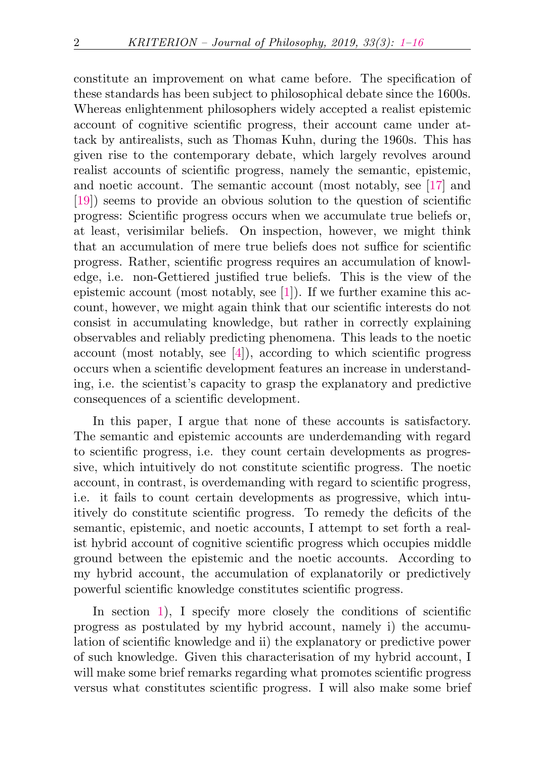constitute an improvement on what came before. The specification of these standards has been subject to philosophical debate since the 1600s. Whereas enlightenment philosophers widely accepted a realist epistemic account of cognitive scientific progress, their account came under attack by antirealists, such as Thomas Kuhn, during the 1960s. This has given rise to the contemporary debate, which largely revolves around realist accounts of scientific progress, namely the semantic, epistemic, and noetic account. The semantic account (most notably, see [17] and [19]) seems to provide an obvious solution to the question of scientific progress: Scientific progress occurs when we accumulate true beliefs or, at least, verisimilar beliefs. On inspection, however, we might think that an accumulation of mere true beliefs does not suffice for scientific progress. Rather, scientific progress requires an accumulation of knowledge, i.e. non-Gettiered justified true beliefs. This is the view of the epistemic account (most notably, see [1]). If we further examine this account, however, we might again think that our scientific interests do not consist in accumulating knowledge, but rather in correctly explaining observables and reliably predicting phenomena. This leads to the noetic account (most notably, see [4]), according to which scientific progress occurs when a scientific development features an increase in understanding, i.e. the scientist's capacity to grasp the explanatory and predictive consequences of a scientific development.

In this paper, I argue that none of these accounts is satisfactory. The semantic and epistemic accounts are underdemanding with regard to scientific progress, i.e. they count certain developments as progressive, which intuitively do not constitute scientific progress. The noetic account, in contrast, is overdemanding with regard to scientific progress, i.e. it fails to count certain developments as progressive, which intuitively do constitute scientific progress. To remedy the deficits of the semantic, epistemic, and noetic accounts, I attempt to set forth a realist hybrid account of cognitive scientific progress which occupies middle ground between the epistemic and the noetic accounts. According to my hybrid account, the accumulation of explanatorily or predictively powerful scientific knowledge constitutes scientific progress.

In section 1), I specify more closely the conditions of scientific progress as postulated by my hybrid account, namely i) the accumulation of scientific knowledge and ii) the explanatory or predictive power of such knowledge. Given this characterisation of my hybrid account, I will make some brief remarks regarding what promotes scientific progress versus what constitutes scientific progress. I will also make some brief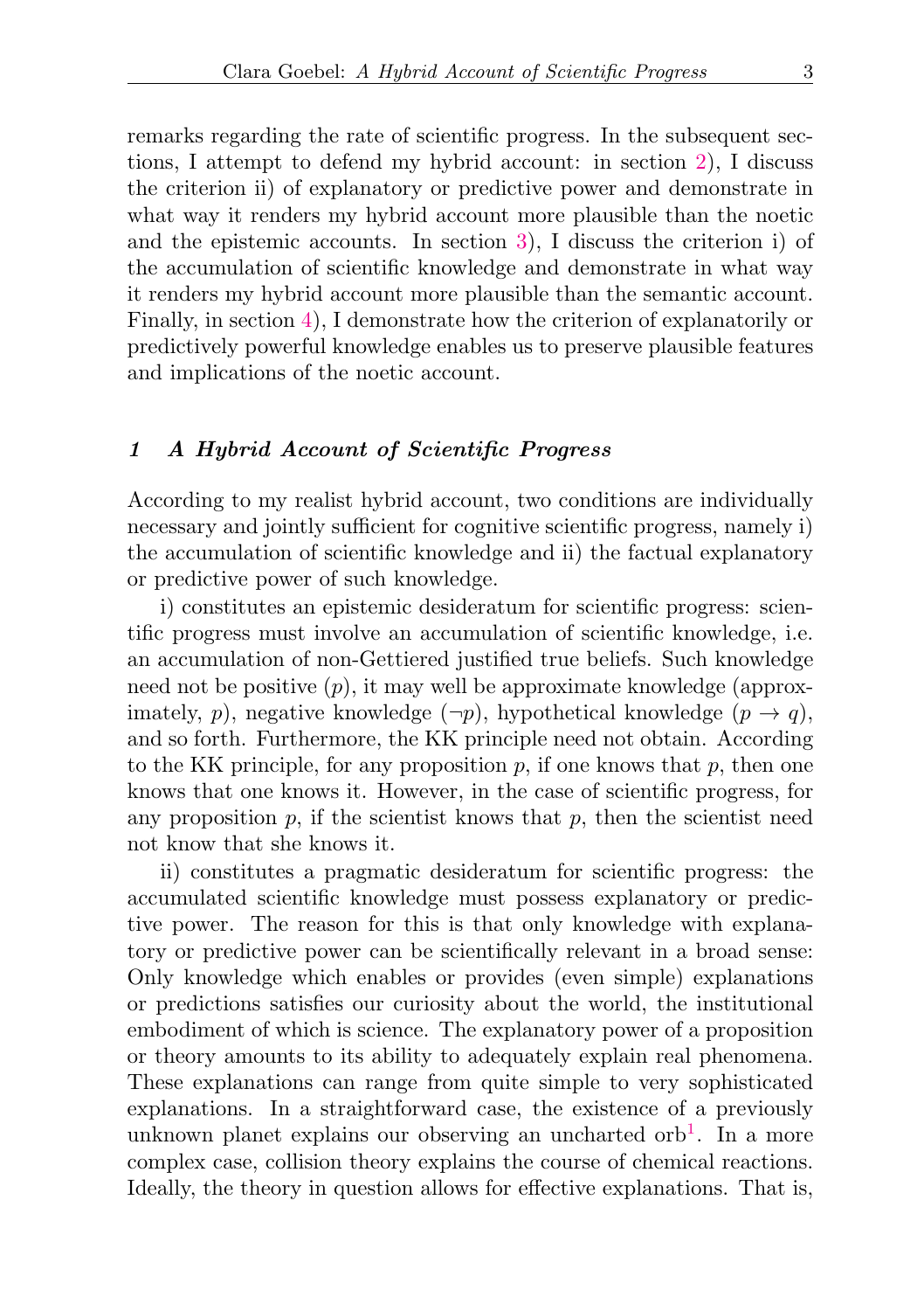remarks regarding the rate of scientific progress. In the subsequent sections, I attempt to defend my hybrid account: in section 2), I discuss the criterion ii) of explanatory or predictive power and demonstrate in what way it renders my hybrid account more plausible than the noetic and the epistemic accounts. In section 3), I discuss the criterion i) of the accumulation of scientific knowledge and demonstrate in what way it renders my hybrid account more plausible than the semantic account. Finally, in section 4), I demonstrate how the criterion of explanatorily or predictively powerful knowledge enables us to preserve plausible features and implications of the noetic account.

## 1 *A Hybrid Account of Scientific Progress*

According to my realist hybrid account, two conditions are individually necessary and jointly sufficient for cognitive scientific progress, namely i) the accumulation of scientific knowledge and ii) the factual explanatory or predictive power of such knowledge.

i) constitutes an epistemic desideratum for scientific progress: scientific progress must involve an accumulation of scientific knowledge, i.e. an accumulation of non-Gettiered justified true beliefs. Such knowledge need not be positive ($p$), it may well be approximate knowledge (approximately, $p$), negative knowledge ($\neg p$), hypothetical knowledge ($p \rightarrow q$), and so forth. Furthermore, the KK principle need not obtain. According to the KK principle, for any proposition $p$, if one knows that $p$, then one knows that one knows it. However, in the case of scientific progress, for any proposition $p$, if the scientist knows that $p$, then the scientist need not know that she knows it.

ii) constitutes a pragmatic desideratum for scientific progress: the accumulated scientific knowledge must possess explanatory or predictive power. The reason for this is that only knowledge with explanatory or predictive power can be scientifically relevant in a broad sense: Only knowledge which enables or provides (even simple) explanations or predictions satisfies our curiosity about the world, the institutional embodiment of which is science. The explanatory power of a proposition or theory amounts to its ability to adequately explain real phenomena. These explanations can range from quite simple to very sophisticated explanations. In a straightforward case, the existence of a previously unknown planet explains our observing an uncharted orb[1]. In a more complex case, collision theory explains the course of chemical reactions. Ideally, the theory in question allows for effective explanations. That is,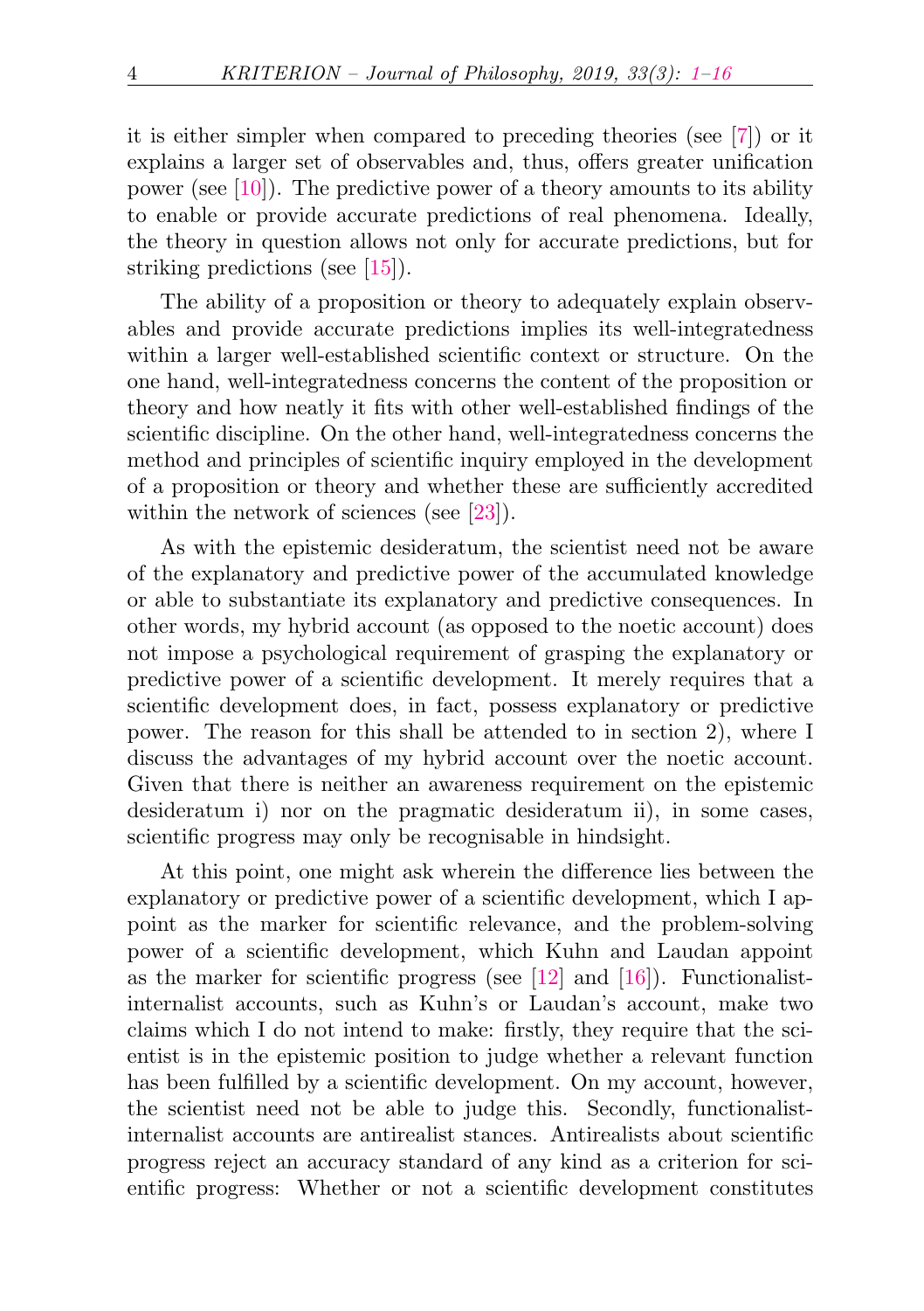it is either simpler when compared to preceding theories (see [7]) or it explains a larger set of observables and, thus, offers greater unification power (see [10]). The predictive power of a theory amounts to its ability to enable or provide accurate predictions of real phenomena. Ideally, the theory in question allows not only for accurate predictions, but for striking predictions (see [15]).

The ability of a proposition or theory to adequately explain observables and provide accurate predictions implies its well-integratedness within a larger well-established scientific context or structure. On the one hand, well-integratedness concerns the content of the proposition or theory and how neatly it fits with other well-established findings of the scientific discipline. On the other hand, well-integratedness concerns the method and principles of scientific inquiry employed in the development of a proposition or theory and whether these are sufficiently accredited within the network of sciences (see [23]).

As with the epistemic desideratum, the scientist need not be aware of the explanatory and predictive power of the accumulated knowledge or able to substantiate its explanatory and predictive consequences. In other words, my hybrid account (as opposed to the noetic account) does not impose a psychological requirement of grasping the explanatory or predictive power of a scientific development. It merely requires that a scientific development does, in fact, possess explanatory or predictive power. The reason for this shall be attended to in section 2), where I discuss the advantages of my hybrid account over the noetic account. Given that there is neither an awareness requirement on the epistemic desideratum i) nor on the pragmatic desideratum ii), in some cases, scientific progress may only be recognisable in hindsight.

At this point, one might ask wherein the difference lies between the explanatory or predictive power of a scientific development, which I appoint as the marker for scientific relevance, and the problem-solving power of a scientific development, which Kuhn and Laudan appoint as the marker for scientific progress (see [12] and [16]). Functionalist-internalist accounts, such as Kuhn's or Laudan's account, make two claims which I do not intend to make: firstly, they require that the scientist is in the epistemic position to judge whether a relevant function has been fulfilled by a scientific development. On my account, however, the scientist need not be able to judge this. Secondly, functionalist-internalist accounts are antirealist stances. Antirealists about scientific progress reject an accuracy standard of any kind as a criterion for scientific progress: Whether or not a scientific development constitutes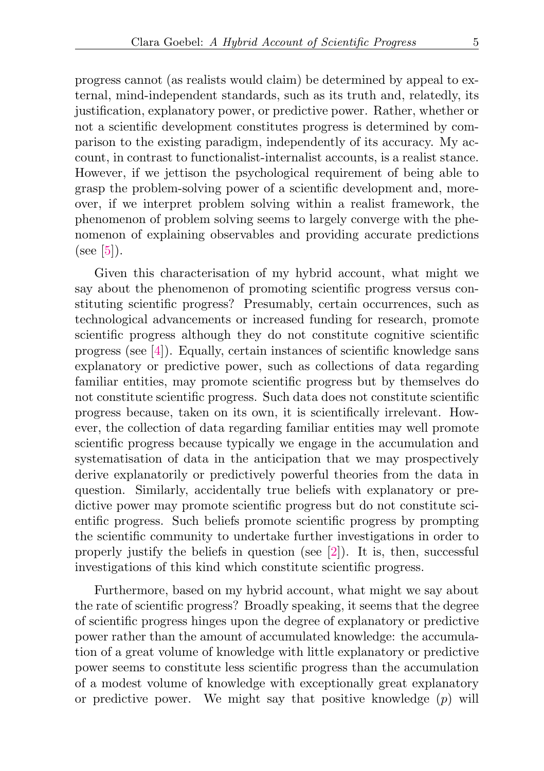progress cannot (as realists would claim) be determined by appeal to external, mind-independent standards, such as its truth and, relatedly, its justification, explanatory power, or predictive power. Rather, whether or not a scientific development constitutes progress is determined by comparison to the existing paradigm, independently of its accuracy. My account, in contrast to functionalist-internalist accounts, is a realist stance. However, if we jettison the psychological requirement of being able to grasp the problem-solving power of a scientific development and, moreover, if we interpret problem solving within a realist framework, the phenomenon of problem solving seems to largely converge with the phenomenon of explaining observables and providing accurate predictions (see [5]).

Given this characterisation of my hybrid account, what might we say about the phenomenon of promoting scientific progress versus constituting scientific progress? Presumably, certain occurrences, such as technological advancements or increased funding for research, promote scientific progress although they do not constitute cognitive scientific progress (see [4]). Equally, certain instances of scientific knowledge sans explanatory or predictive power, such as collections of data regarding familiar entities, may promote scientific progress but by themselves do not constitute scientific progress. Such data does not constitute scientific progress because, taken on its own, it is scientifically irrelevant. However, the collection of data regarding familiar entities may well promote scientific progress because typically we engage in the accumulation and systematisation of data in the anticipation that we may prospectively derive explanatorily or predictively powerful theories from the data in question. Similarly, accidentally true beliefs with explanatory or predictive power may promote scientific progress but do not constitute scientific progress. Such beliefs promote scientific progress by prompting the scientific community to undertake further investigations in order to properly justify the beliefs in question (see [2]). It is, then, successful investigations of this kind which constitute scientific progress.

Furthermore, based on my hybrid account, what might we say about the rate of scientific progress? Broadly speaking, it seems that the degree of scientific progress hinges upon the degree of explanatory or predictive power rather than the amount of accumulated knowledge: the accumulation of a great volume of knowledge with little explanatory or predictive power seems to constitute less scientific progress than the accumulation of a modest volume of knowledge with exceptionally great explanatory or predictive power. We might say that positive knowledge ($p$) will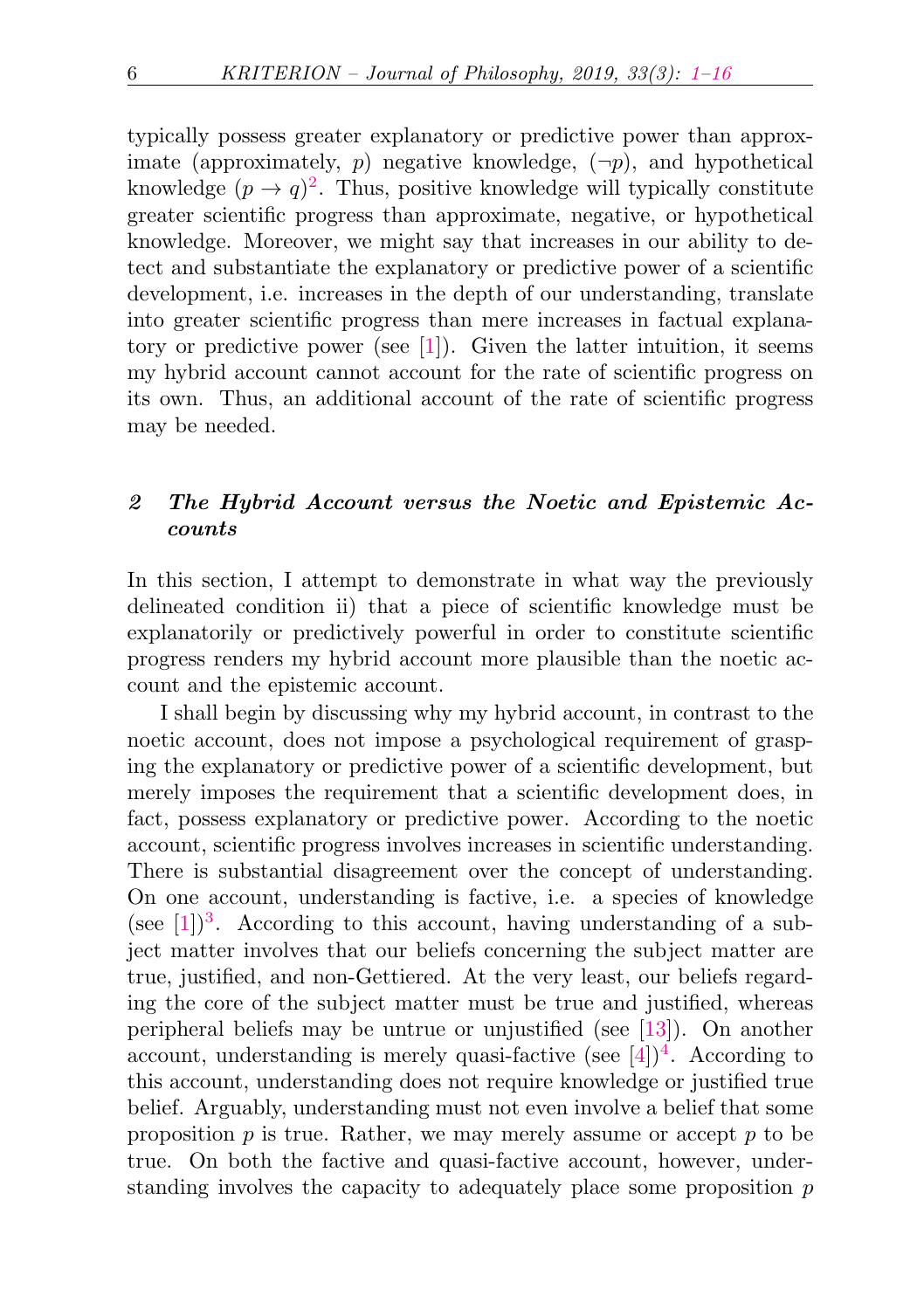typically possess greater explanatory or predictive power than approximate (approximately, $p$) negative knowledge, ($\neg p$), and hypothetical knowledge ($p \rightarrow q$)[2]. Thus, positive knowledge will typically constitute greater scientific progress than approximate, negative, or hypothetical knowledge. Moreover, we might say that increases in our ability to detect and substantiate the explanatory or predictive power of a scientific development, i.e. increases in the depth of our understanding, translate into greater scientific progress than mere increases in factual explanatory or predictive power (see [1]). Given the latter intuition, it seems my hybrid account cannot account for the rate of scientific progress on its own. Thus, an additional account of the rate of scientific progress may be needed.

## 2 *The Hybrid Account versus the Noetic and Epistemic Accounts*

In this section, I attempt to demonstrate in what way the previously delineated condition ii) that a piece of scientific knowledge must be explanatorily or predictively powerful in order to constitute scientific progress renders my hybrid account more plausible than the noetic account and the epistemic account.

I shall begin by discussing why my hybrid account, in contrast to the noetic account, does not impose a psychological requirement of grasping the explanatory or predictive power of a scientific development, but merely imposes the requirement that a scientific development does, in fact, possess explanatory or predictive power. According to the noetic account, scientific progress involves increases in scientific understanding. There is substantial disagreement over the concept of understanding. On one account, understanding is factive, i.e. a species of knowledge (see [1])[3]. According to this account, having understanding of a subject matter involves that our beliefs concerning the subject matter are true, justified, and non-Gettiered. At the very least, our beliefs regarding the core of the subject matter must be true and justified, whereas peripheral beliefs may be untrue or unjustified (see [13]). On another account, understanding is merely quasi-factive (see [4])[4]. According to this account, understanding does not require knowledge or justified true belief. Arguably, understanding must not even involve a belief that some proposition $p$ is true. Rather, we may merely assume or accept $p$ to be true. On both the factive and quasi-factive account, however, understanding involves the capacity to adequately place some proposition $p$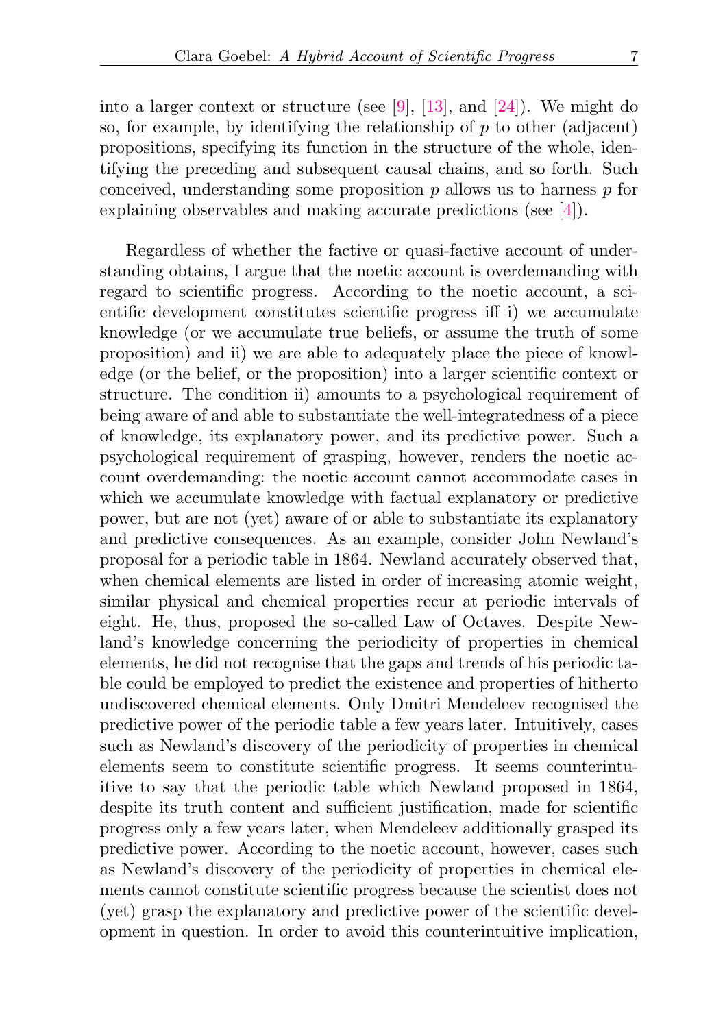into a larger context or structure (see [9], [13], and [24]). We might do so, for example, by identifying the relationship of $p$ to other (adjacent) propositions, specifying its function in the structure of the whole, identifying the preceding and subsequent causal chains, and so forth. Such conceived, understanding some proposition $p$ allows us to harness $p$ for explaining observables and making accurate predictions (see [4]).

Regardless of whether the factive or quasi-factive account of understanding obtains, I argue that the noetic account is overdemanding with regard to scientific progress. According to the noetic account, a scientific development constitutes scientific progress iff i) we accumulate knowledge (or we accumulate true beliefs, or assume the truth of some proposition) and ii) we are able to adequately place the piece of knowledge (or the belief, or the proposition) into a larger scientific context or structure. The condition ii) amounts to a psychological requirement of being aware of and able to substantiate the well-integratedness of a piece of knowledge, its explanatory power, and its predictive power. Such a psychological requirement of grasping, however, renders the noetic account overdemanding: the noetic account cannot accommodate cases in which we accumulate knowledge with factual explanatory or predictive power, but are not (yet) aware of or able to substantiate its explanatory and predictive consequences. As an example, consider John Newland's proposal for a periodic table in 1864. Newland accurately observed that, when chemical elements are listed in order of increasing atomic weight, similar physical and chemical properties recur at periodic intervals of eight. He, thus, proposed the so-called Law of Octaves. Despite Newland's knowledge concerning the periodicity of properties in chemical elements, he did not recognise that the gaps and trends of his periodic table could be employed to predict the existence and properties of hitherto undiscovered chemical elements. Only Dmitri Mendeleev recognised the predictive power of the periodic table a few years later. Intuitively, cases such as Newland's discovery of the periodicity of properties in chemical elements seem to constitute scientific progress. It seems counterintuitive to say that the periodic table which Newland proposed in 1864, despite its truth content and sufficient justification, made for scientific progress only a few years later, when Mendeleev additionally grasped its predictive power. According to the noetic account, however, cases such as Newland's discovery of the periodicity of properties in chemical elements cannot constitute scientific progress because the scientist does not (yet) grasp the explanatory and predictive power of the scientific development in question. In order to avoid this counterintuitive implication,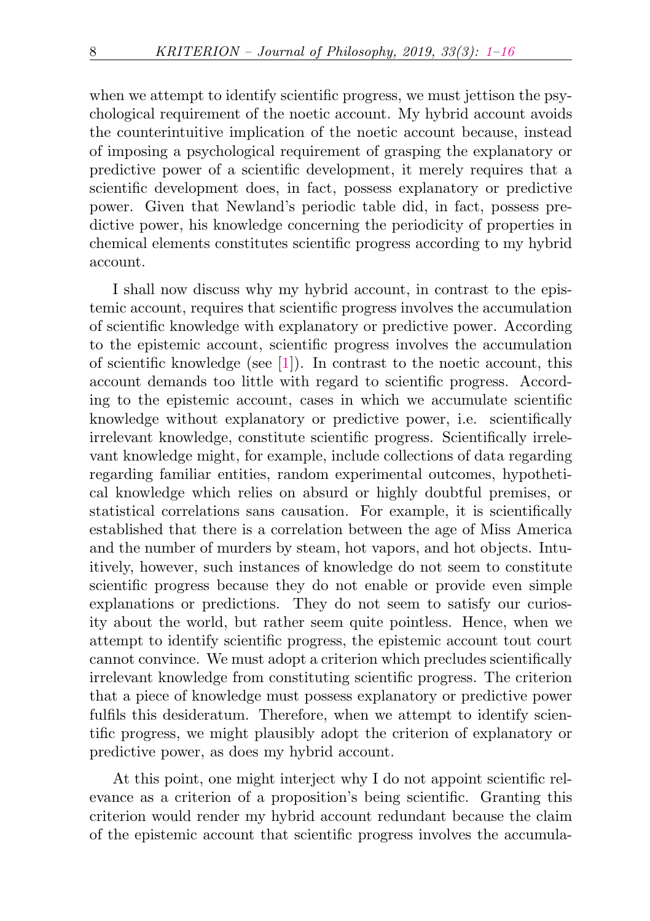when we attempt to identify scientific progress, we must jettison the psychological requirement of the noetic account. My hybrid account avoids the counterintuitive implication of the noetic account because, instead of imposing a psychological requirement of grasping the explanatory or predictive power of a scientific development, it merely requires that a scientific development does, in fact, possess explanatory or predictive power. Given that Newland's periodic table did, in fact, possess predictive power, his knowledge concerning the periodicity of properties in chemical elements constitutes scientific progress according to my hybrid account.

I shall now discuss why my hybrid account, in contrast to the epistemic account, requires that scientific progress involves the accumulation of scientific knowledge with explanatory or predictive power. According to the epistemic account, scientific progress involves the accumulation of scientific knowledge (see [1]). In contrast to the noetic account, this account demands too little with regard to scientific progress. According to the epistemic account, cases in which we accumulate scientific knowledge without explanatory or predictive power, i.e. scientifically irrelevant knowledge, constitute scientific progress. Scientifically irrelevant knowledge might, for example, include collections of data regarding regarding familiar entities, random experimental outcomes, hypothetical knowledge which relies on absurd or highly doubtful premises, or statistical correlations sans causation. For example, it is scientifically established that there is a correlation between the age of Miss America and the number of murders by steam, hot vapors, and hot objects. Intuitively, however, such instances of knowledge do not seem to constitute scientific progress because they do not enable or provide even simple explanations or predictions. They do not seem to satisfy our curiosity about the world, but rather seem quite pointless. Hence, when we attempt to identify scientific progress, the epistemic account tout court cannot convince. We must adopt a criterion which precludes scientifically irrelevant knowledge from constituting scientific progress. The criterion that a piece of knowledge must possess explanatory or predictive power fulfils this desideratum. Therefore, when we attempt to identify scientific progress, we might plausibly adopt the criterion of explanatory or predictive power, as does my hybrid account.

At this point, one might interject why I do not appoint scientific relevance as a criterion of a proposition's being scientific. Granting this criterion would render my hybrid account redundant because the claim of the epistemic account that scientific progress involves the accumula-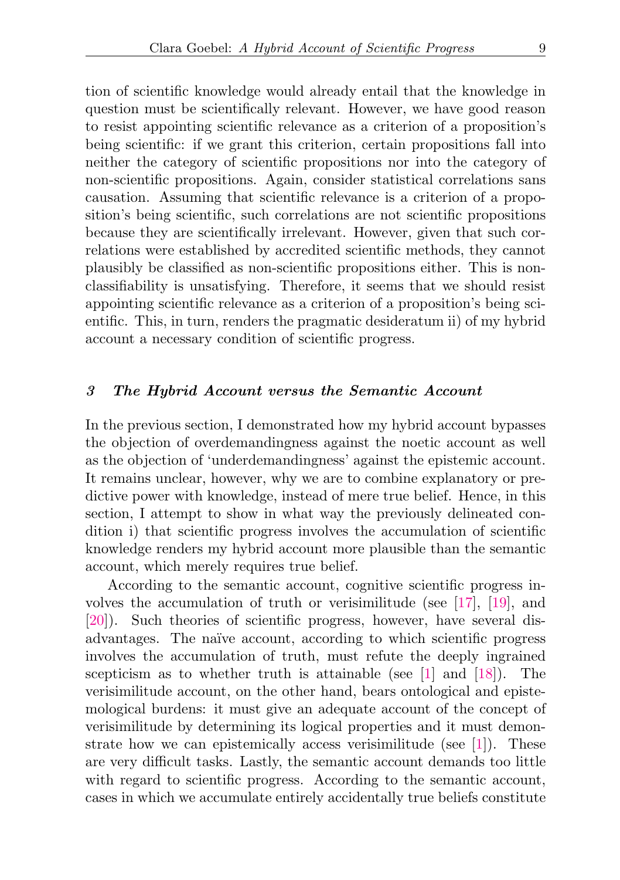tion of scientific knowledge would already entail that the knowledge in question must be scientifically relevant. However, we have good reason to resist appointing scientific relevance as a criterion of a proposition's being scientific: if we grant this criterion, certain propositions fall into neither the category of scientific propositions nor into the category of non-scientific propositions. Again, consider statistical correlations sans causation. Assuming that scientific relevance is a criterion of a proposition's being scientific, such correlations are not scientific propositions because they are scientifically irrelevant. However, given that such correlations were established by accredited scientific methods, they cannot plausibly be classified as non-scientific propositions either. This is non-classifiability is unsatisfying. Therefore, it seems that we should resist appointing scientific relevance as a criterion of a proposition's being scientific. This, in turn, renders the pragmatic desideratum ii) of my hybrid account a necessary condition of scientific progress.

## 3 *The Hybrid Account versus the Semantic Account*

In the previous section, I demonstrated how my hybrid account bypasses the objection of overdemandingness against the noetic account as well as the objection of 'underdemandingness' against the epistemic account. It remains unclear, however, why we are to combine explanatory or predictive power with knowledge, instead of mere true belief. Hence, in this section, I attempt to show in what way the previously delineated condition i) that scientific progress involves the accumulation of scientific knowledge renders my hybrid account more plausible than the semantic account, which merely requires true belief.

According to the semantic account, cognitive scientific progress involves the accumulation of truth or verisimilitude (see [17], [19], and [20]). Such theories of scientific progress, however, have several disadvantages. The naïve account, according to which scientific progress involves the accumulation of truth, must refute the deeply ingrained scepticism as to whether truth is attainable (see [1] and [18]). The verisimilitude account, on the other hand, bears ontological and epistemological burdens: it must give an adequate account of the concept of verisimilitude by determining its logical properties and it must demonstrate how we can epistemically access verisimilitude (see [1]). These are very difficult tasks. Lastly, the semantic account demands too little with regard to scientific progress. According to the semantic account, cases in which we accumulate entirely accidentally true beliefs constitute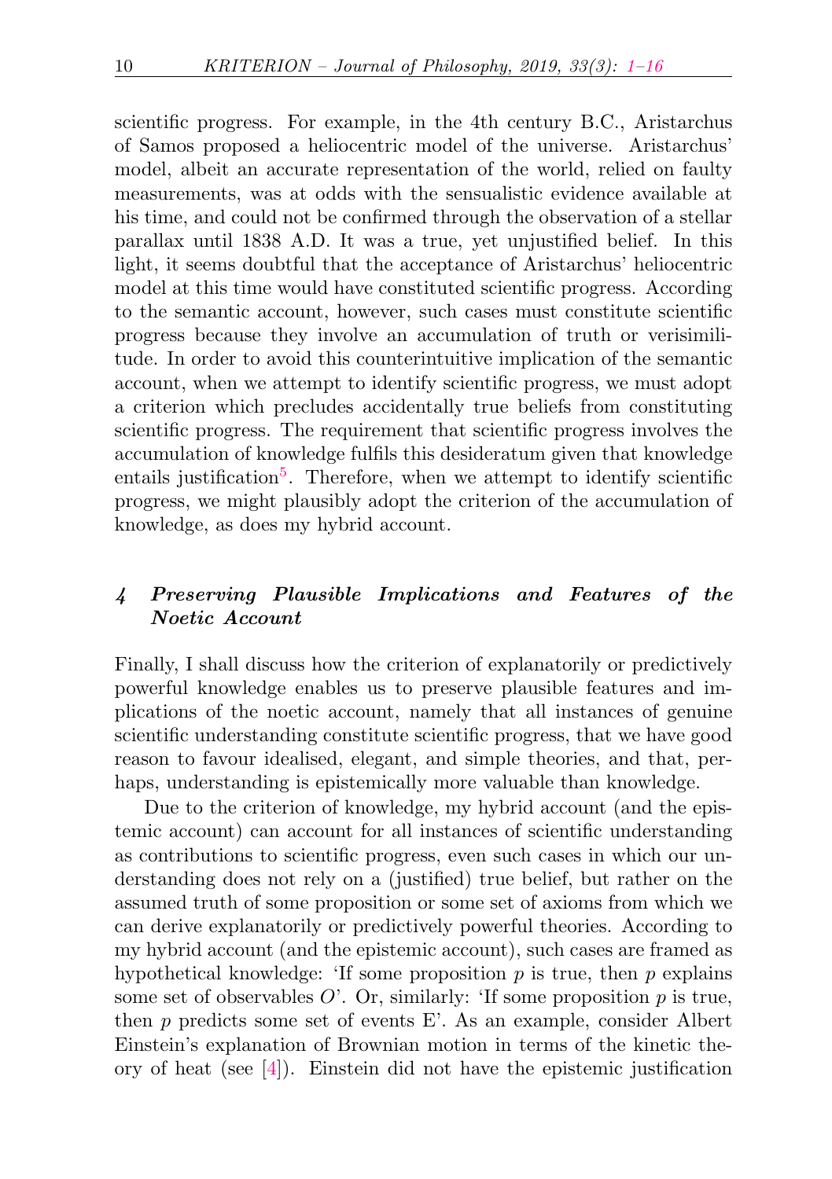scientific progress. For example, in the 4th century B.C., Aristarchus of Samos proposed a heliocentric model of the universe. Aristarchus' model, albeit an accurate representation of the world, relied on faulty measurements, was at odds with the sensualistic evidence available at his time, and could not be confirmed through the observation of a stellar parallax until 1838 A.D. It was a true, yet unjustified belief. In this light, it seems doubtful that the acceptance of Aristarchus' heliocentric model at this time would have constituted scientific progress. According to the semantic account, however, such cases must constitute scientific progress because they involve an accumulation of truth or verisimilitude. In order to avoid this counterintuitive implication of the semantic account, when we attempt to identify scientific progress, we must adopt a criterion which precludes accidentally true beliefs from constituting scientific progress. The requirement that scientific progress involves the accumulation of knowledge fulfils this desideratum given that knowledge entails justification[5]. Therefore, when we attempt to identify scientific progress, we might plausibly adopt the criterion of the accumulation of knowledge, as does my hybrid account.

## *4 Preserving Plausible Implications and Features of the Noetic Account*

Finally, I shall discuss how the criterion of explanatorily or predictively powerful knowledge enables us to preserve plausible features and implications of the noetic account, namely that all instances of genuine scientific understanding constitute scientific progress, that we have good reason to favour idealised, elegant, and simple theories, and that, perhaps, understanding is epistemically more valuable than knowledge.

Due to the criterion of knowledge, my hybrid account (and the epistemic account) can account for all instances of scientific understanding as contributions to scientific progress, even such cases in which our understanding does not rely on a (justified) true belief, but rather on the assumed truth of some proposition or some set of axioms from which we can derive explanatorily or predictively powerful theories. According to my hybrid account (and the epistemic account), such cases are framed as hypothetical knowledge: 'If some proposition $p$ is true, then $p$ explains some set of observables $O$'. Or, similarly: 'If some proposition $p$ is true, then $p$ predicts some set of events E'. As an example, consider Albert Einstein's explanation of Brownian motion in terms of the kinetic theory of heat (see [4]). Einstein did not have the epistemic justification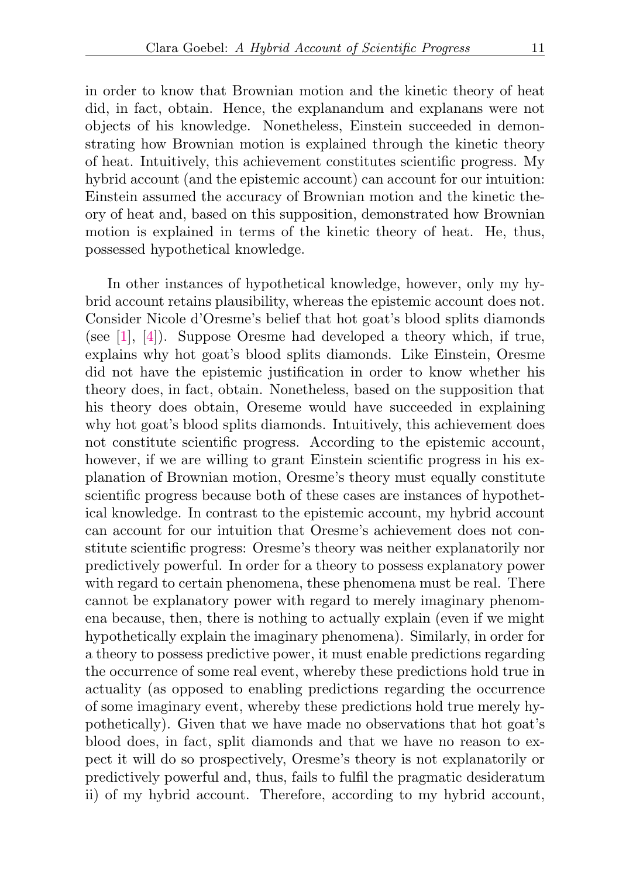in order to know that Brownian motion and the kinetic theory of heat did, in fact, obtain. Hence, the explanandum and explanans were not objects of his knowledge. Nonetheless, Einstein succeeded in demonstrating how Brownian motion is explained through the kinetic theory of heat. Intuitively, this achievement constitutes scientific progress. My hybrid account (and the epistemic account) can account for our intuition: Einstein assumed the accuracy of Brownian motion and the kinetic theory of heat and, based on this supposition, demonstrated how Brownian motion is explained in terms of the kinetic theory of heat. He, thus, possessed hypothetical knowledge.

In other instances of hypothetical knowledge, however, only my hybrid account retains plausibility, whereas the epistemic account does not. Consider Nicole d'Oresme's belief that hot goat's blood splits diamonds (see [1], [4]). Suppose Oresme had developed a theory which, if true, explains why hot goat's blood splits diamonds. Like Einstein, Oresme did not have the epistemic justification in order to know whether his theory does, in fact, obtain. Nonetheless, based on the supposition that his theory does obtain, Oreseme would have succeeded in explaining why hot goat's blood splits diamonds. Intuitively, this achievement does not constitute scientific progress. According to the epistemic account, however, if we are willing to grant Einstein scientific progress in his explanation of Brownian motion, Oresme's theory must equally constitute scientific progress because both of these cases are instances of hypothetical knowledge. In contrast to the epistemic account, my hybrid account can account for our intuition that Oresme's achievement does not constitute scientific progress: Oresme's theory was neither explanatorily nor predictively powerful. In order for a theory to possess explanatory power with regard to certain phenomena, these phenomena must be real. There cannot be explanatory power with regard to merely imaginary phenomena because, then, there is nothing to actually explain (even if we might hypothetically explain the imaginary phenomena). Similarly, in order for a theory to possess predictive power, it must enable predictions regarding the occurrence of some real event, whereby these predictions hold true in actuality (as opposed to enabling predictions regarding the occurrence of some imaginary event, whereby these predictions hold true merely hypothetically). Given that we have made no observations that hot goat's blood does, in fact, split diamonds and that we have no reason to expect it will do so prospectively, Oresme's theory is not explanatorily or predictively powerful and, thus, fails to fulfil the pragmatic desideratum ii) of my hybrid account. Therefore, according to my hybrid account,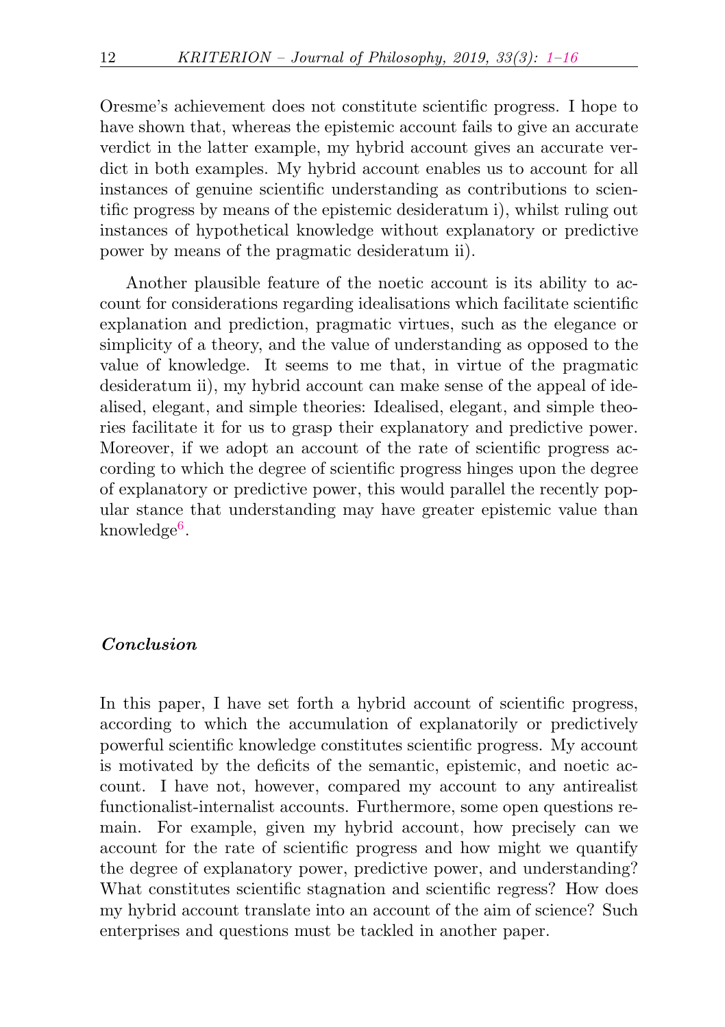Oresme's achievement does not constitute scientific progress. I hope to have shown that, whereas the epistemic account fails to give an accurate verdict in the latter example, my hybrid account gives an accurate verdict in both examples. My hybrid account enables us to account for all instances of genuine scientific understanding as contributions to scientific progress by means of the epistemic desideratum i), whilst ruling out instances of hypothetical knowledge without explanatory or predictive power by means of the pragmatic desideratum ii).

Another plausible feature of the noetic account is its ability to account for considerations regarding idealisations which facilitate scientific explanation and prediction, pragmatic virtues, such as the elegance or simplicity of a theory, and the value of understanding as opposed to the value of knowledge. It seems to me that, in virtue of the pragmatic desideratum ii), my hybrid account can make sense of the appeal of idealised, elegant, and simple theories: Idealised, elegant, and simple theories facilitate it for us to grasp their explanatory and predictive power. Moreover, if we adopt an account of the rate of scientific progress according to which the degree of scientific progress hinges upon the degree of explanatory or predictive power, this would parallel the recently popular stance that understanding may have greater epistemic value than knowledge[6].

### *Conclusion*

In this paper, I have set forth a hybrid account of scientific progress, according to which the accumulation of explanatorily or predictively powerful scientific knowledge constitutes scientific progress. My account is motivated by the deficits of the semantic, epistemic, and noetic account. I have not, however, compared my account to any antirealist functionalist-internalist accounts. Furthermore, some open questions remain. For example, given my hybrid account, how precisely can we account for the rate of scientific progress and how might we quantify the degree of explanatory power, predictive power, and understanding? What constitutes scientific stagnation and scientific regress? How does my hybrid account translate into an account of the aim of science? Such enterprises and questions must be tackled in another paper.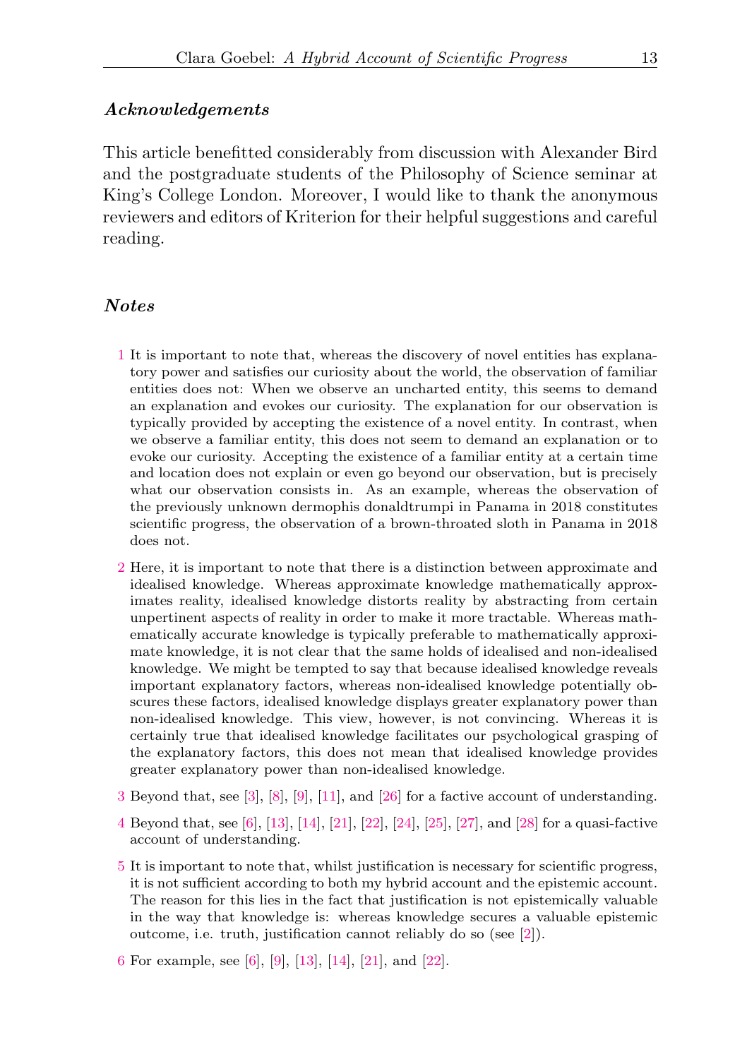### *Acknowledgements*

This article benefitted considerably from discussion with Alexander Bird and the postgraduate students of the Philosophy of Science seminar at King's College London. Moreover, I would like to thank the anonymous reviewers and editors of Kriterion for their helpful suggestions and careful reading.

### *Notes*

1 It is important to note that, whereas the discovery of novel entities has explanatory power and satisfies our curiosity about the world, the observation of familiar entities does not: When we observe an uncharted entity, this seems to demand an explanation and evokes our curiosity. The explanation for our observation is typically provided by accepting the existence of a novel entity. In contrast, when we observe a familiar entity, this does not seem to demand an explanation or to evoke our curiosity. Accepting the existence of a familiar entity at a certain time and location does not explain or even go beyond our observation, but is precisely what our observation consists in. As an example, whereas the observation of the previously unknown dermophis donaldtrumpi in Panama in 2018 constitutes scientific progress, the observation of a brown-throated sloth in Panama in 2018 does not.

2 Here, it is important to note that there is a distinction between approximate and idealised knowledge. Whereas approximate knowledge mathematically approximates reality, idealised knowledge distorts reality by abstracting from certain unpertinent aspects of reality in order to make it more tractable. Whereas mathematically accurate knowledge is typically preferable to mathematically approximate knowledge, it is not clear that the same holds of idealised and non-idealised knowledge. We might be tempted to say that because idealised knowledge reveals important explanatory factors, whereas non-idealised knowledge potentially obscures these factors, idealised knowledge displays greater explanatory power than non-idealised knowledge. This view, however, is not convincing. Whereas it is certainly true that idealised knowledge facilitates our psychological grasping of the explanatory factors, this does not mean that idealised knowledge provides greater explanatory power than non-idealised knowledge.

3 Beyond that, see [3], [8], [9], [11], and [26] for a factive account of understanding.

4 Beyond that, see [6], [13], [14], [21], [22], [24], [25], [27], and [28] for a quasi-factive account of understanding.

5 It is important to note that, whilst justification is necessary for scientific progress, it is not sufficient according to both my hybrid account and the epistemic account. The reason for this lies in the fact that justification is not epistemically valuable in the way that knowledge is: whereas knowledge secures a valuable epistemic outcome, i.e. truth, justification cannot reliably do so (see [2]).

6 For example, see [6], [9], [13], [14], [21], and [22].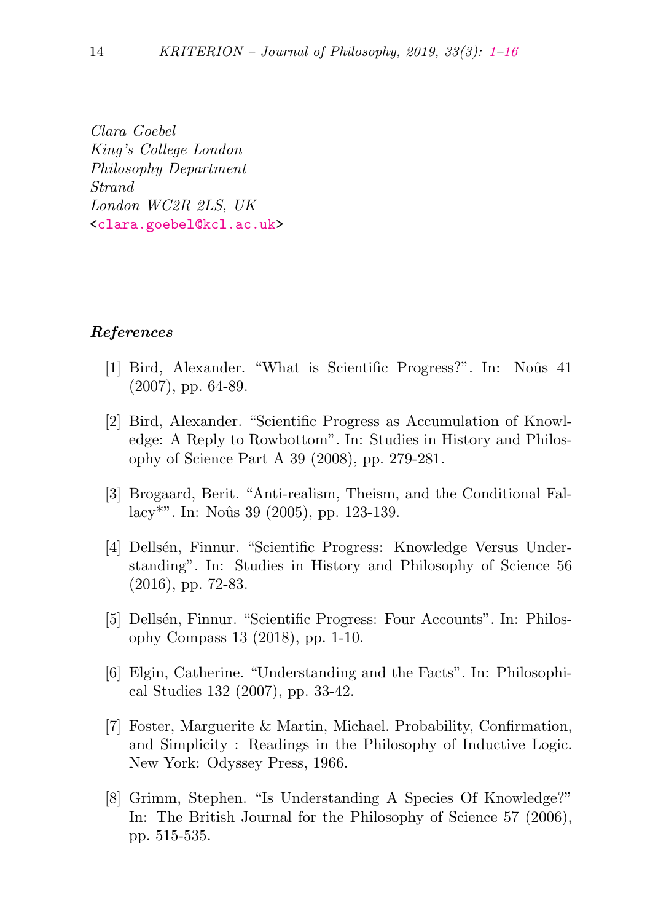*Clara Goebel*
*King's College London*
*Philosophy Department*
*Strand*
*London WC2R 2LS, UK*
<clara.goebel@kcl.ac.uk>

***References***

[1] Bird, Alexander. "What is Scientific Progress?". In: Noûs 41 (2007), pp. 64-89.

[2] Bird, Alexander. "Scientific Progress as Accumulation of Knowledge: A Reply to Rowbottom". In: Studies in History and Philosophy of Science Part A 39 (2008), pp. 279-281.

[3] Brogaard, Berit. "Anti-realism, Theism, and the Conditional Fallacy*". In: Noûs 39 (2005), pp. 123-139.

[4] Dellsén, Finnur. "Scientific Progress: Knowledge Versus Understanding". In: Studies in History and Philosophy of Science 56 (2016), pp. 72-83.

[5] Dellsén, Finnur. "Scientific Progress: Four Accounts". In: Philosophy Compass 13 (2018), pp. 1-10.

[6] Elgin, Catherine. "Understanding and the Facts". In: Philosophical Studies 132 (2007), pp. 33-42.

[7] Foster, Marguerite & Martin, Michael. Probability, Confirmation, and Simplicity : Readings in the Philosophy of Inductive Logic. New York: Odyssey Press, 1966.

[8] Grimm, Stephen. "Is Understanding A Species Of Knowledge?" In: The British Journal for the Philosophy of Science 57 (2006), pp. 515-535.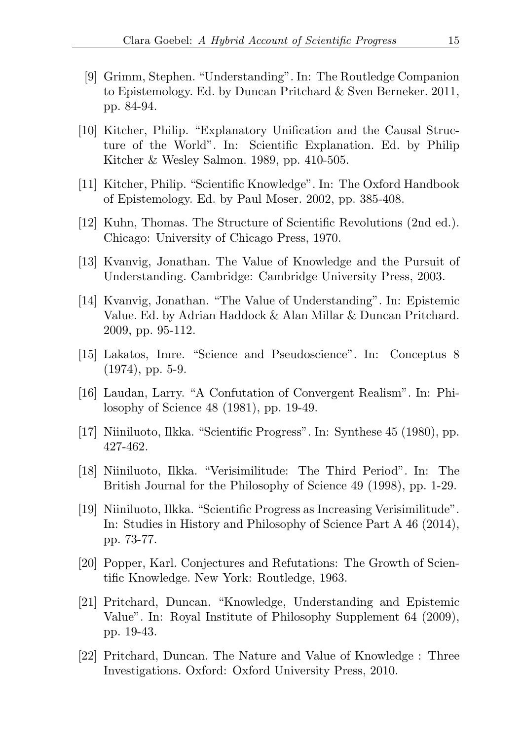[9] Grimm, Stephen. "Understanding". In: The Routledge Companion to Epistemology. Ed. by Duncan Pritchard & Sven Berneker. 2011, pp. 84-94.

[10] Kitcher, Philip. "Explanatory Unification and the Causal Structure of the World". In: Scientific Explanation. Ed. by Philip Kitcher & Wesley Salmon. 1989, pp. 410-505.

[11] Kitcher, Philip. "Scientific Knowledge". In: The Oxford Handbook of Epistemology. Ed. by Paul Moser. 2002, pp. 385-408.

[12] Kuhn, Thomas. The Structure of Scientific Revolutions (2nd ed.). Chicago: University of Chicago Press, 1970.

[13] Kvanvig, Jonathan. The Value of Knowledge and the Pursuit of Understanding. Cambridge: Cambridge University Press, 2003.

[14] Kvanvig, Jonathan. "The Value of Understanding". In: Epistemic Value. Ed. by Adrian Haddock & Alan Millar & Duncan Pritchard. 2009, pp. 95-112.

[15] Lakatos, Imre. "Science and Pseudoscience". In: Conceptus 8 (1974), pp. 5-9.

[16] Laudan, Larry. "A Confutation of Convergent Realism". In: Philosophy of Science 48 (1981), pp. 19-49.

[17] Niiniluoto, Ilkka. "Scientific Progress". In: Synthese 45 (1980), pp. 427-462.

[18] Niiniluoto, Ilkka. "Verisimilitude: The Third Period". In: The British Journal for the Philosophy of Science 49 (1998), pp. 1-29.

[19] Niiniluoto, Ilkka. "Scientific Progress as Increasing Verisimilitude". In: Studies in History and Philosophy of Science Part A 46 (2014), pp. 73-77.

[20] Popper, Karl. Conjectures and Refutations: The Growth of Scientific Knowledge. New York: Routledge, 1963.

[21] Pritchard, Duncan. "Knowledge, Understanding and Epistemic Value". In: Royal Institute of Philosophy Supplement 64 (2009), pp. 19-43.

[22] Pritchard, Duncan. The Nature and Value of Knowledge : Three Investigations. Oxford: Oxford University Press, 2010.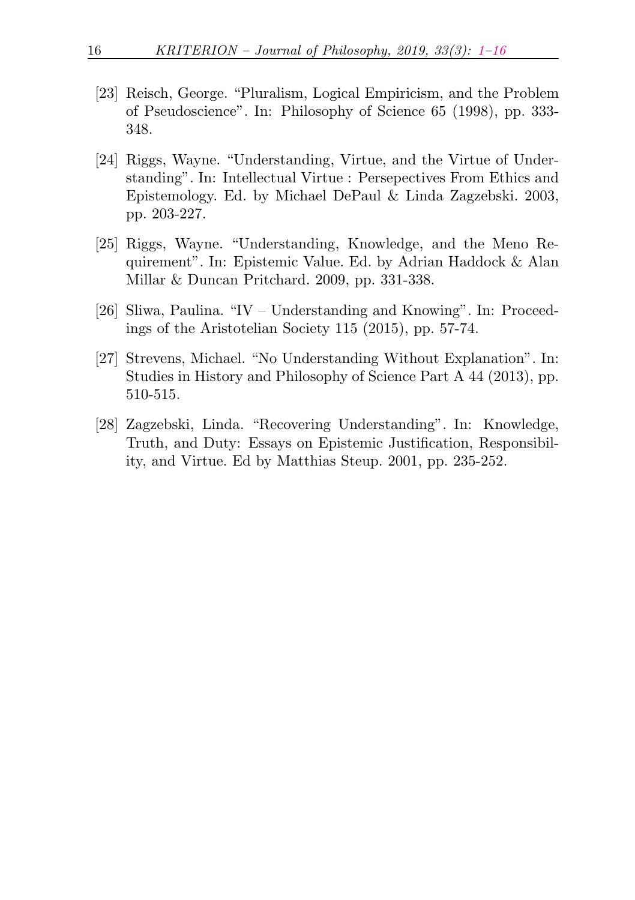[23] Reisch, George. "Pluralism, Logical Empiricism, and the Problem of Pseudoscience". In: Philosophy of Science 65 (1998), pp. 333-348.

[24] Riggs, Wayne. "Understanding, Virtue, and the Virtue of Understanding". In: Intellectual Virtue : Persepectives From Ethics and Epistemology. Ed. by Michael DePaul & Linda Zagzebski. 2003, pp. 203-227.

[25] Riggs, Wayne. "Understanding, Knowledge, and the Meno Requirement". In: Epistemic Value. Ed. by Adrian Haddock & Alan Millar & Duncan Pritchard. 2009, pp. 331-338.

[26] Sliwa, Paulina. "IV – Understanding and Knowing". In: Proceedings of the Aristotelian Society 115 (2015), pp. 57-74.

[27] Strevens, Michael. "No Understanding Without Explanation". In: Studies in History and Philosophy of Science Part A 44 (2013), pp. 510-515.

[28] Zagzebski, Linda. "Recovering Understanding". In: Knowledge, Truth, and Duty: Essays on Epistemic Justification, Responsibility, and Virtue. Ed by Matthias Steup. 2001, pp. 235-252.